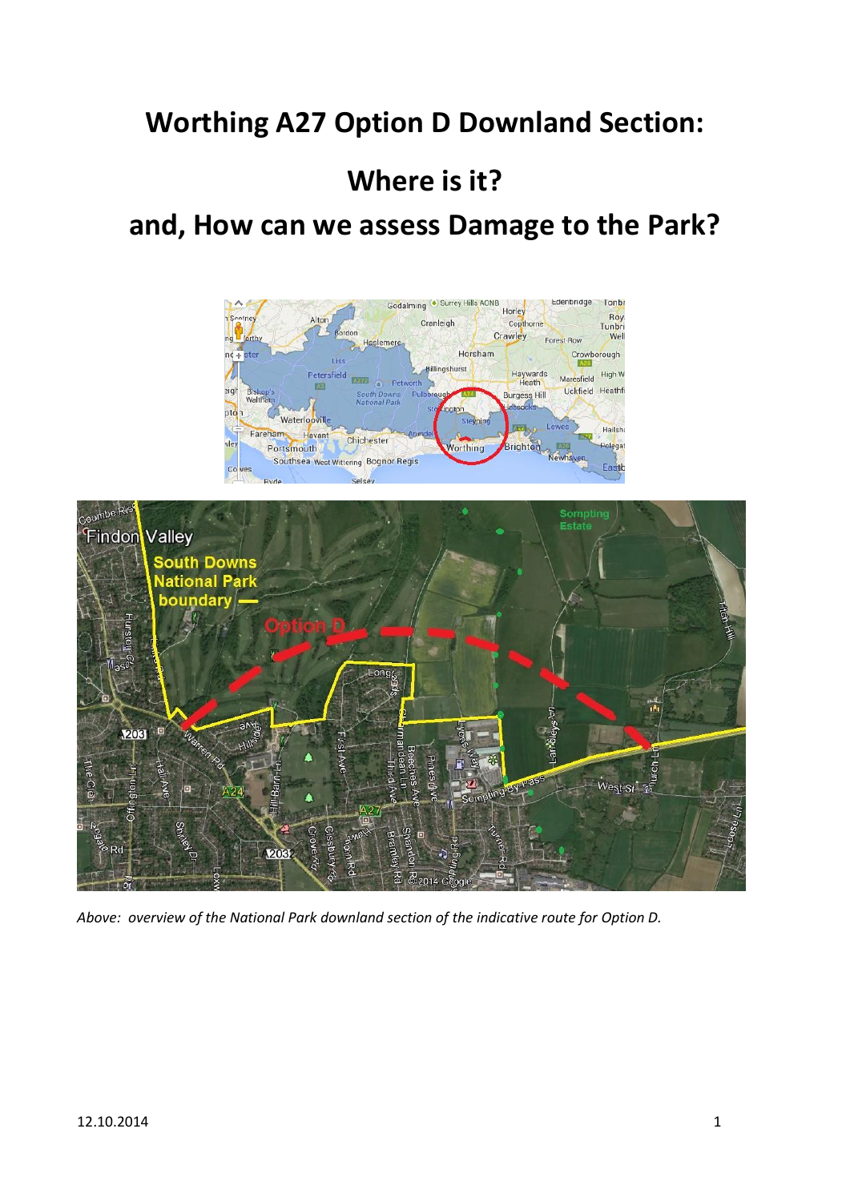# Worthing A27 Option D Downland Section:

## Where is it?

## and, How can we assess Damage to the Park?

*Above: overview of the National Park downland section of the indicative route for Option D.*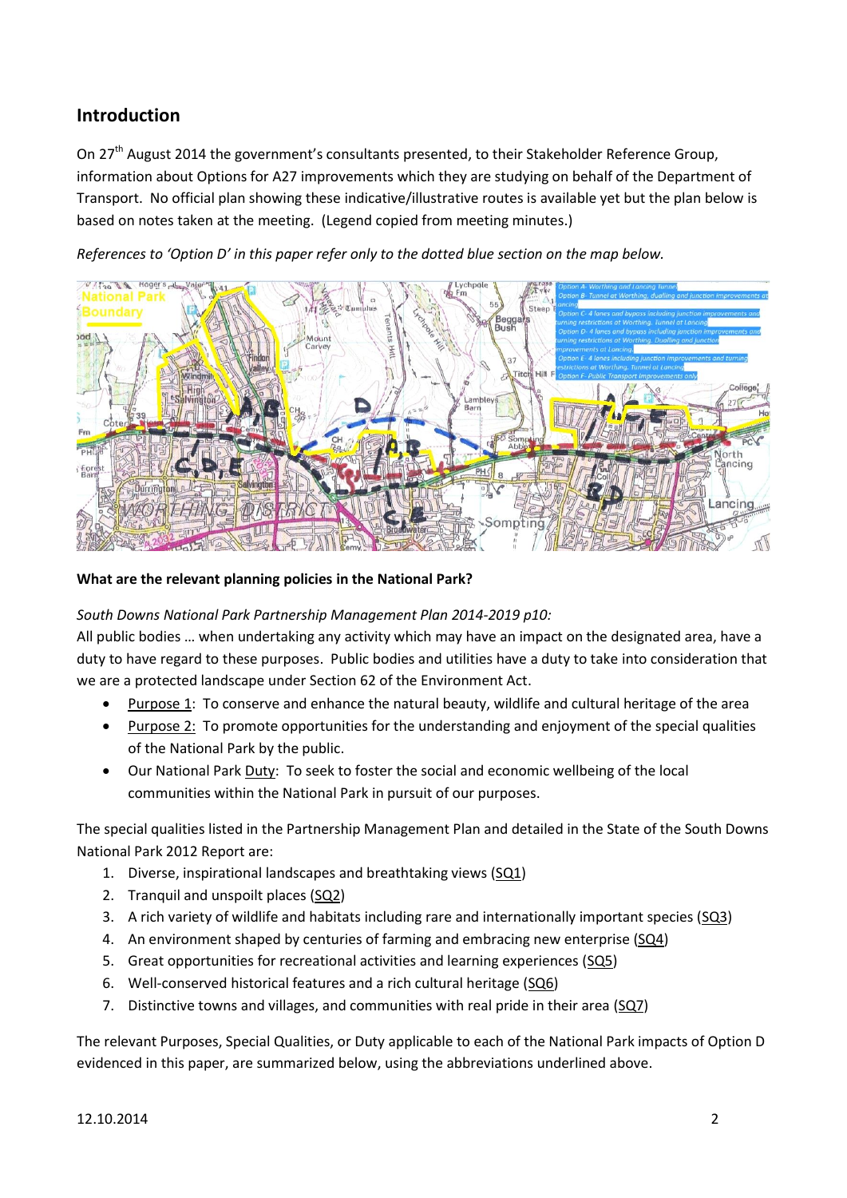## Introduction

On 27th August 2014 the government's consultants presented, to their Stakeholder Reference Group, information about Options for A27 improvements which they are studying on behalf of the Department of Transport. No official plan showing these indicative/illustrative routes is available yet but the plan below is based on notes taken at the meeting. (Legend copied from meeting minutes.)

*References to 'Option D' in this paper refer only to the dotted blue section on the map below.*

**What are the relevant planning policies in the National Park?**

*South Downs National Park Partnership Management Plan 2014-2019 p10:*
All public bodies … when undertaking any activity which may have an impact on the designated area, have a duty to have regard to these purposes. Public bodies and utilities have a duty to take into consideration that we are a protected landscape under Section 62 of the Environment Act.

- Purpose 1: To conserve and enhance the natural beauty, wildlife and cultural heritage of the area
- Purpose 2: To promote opportunities for the understanding and enjoyment of the special qualities of the National Park by the public.
- Our National Park Duty: To seek to foster the social and economic wellbeing of the local communities within the National Park in pursuit of our purposes.

The special qualities listed in the Partnership Management Plan and detailed in the State of the South Downs National Park 2012 Report are:

1. Diverse, inspirational landscapes and breathtaking views (SQ1)
2. Tranquil and unspoilt places (SQ2)
3. A rich variety of wildlife and habitats including rare and internationally important species (SQ3)
4. An environment shaped by centuries of farming and embracing new enterprise (SQ4)
5. Great opportunities for recreational activities and learning experiences (SQ5)
6. Well-conserved historical features and a rich cultural heritage (SQ6)
7. Distinctive towns and villages, and communities with real pride in their area (SQ7)

The relevant Purposes, Special Qualities, or Duty applicable to each of the National Park impacts of Option D evidenced in this paper, are summarized below, using the abbreviations underlined above.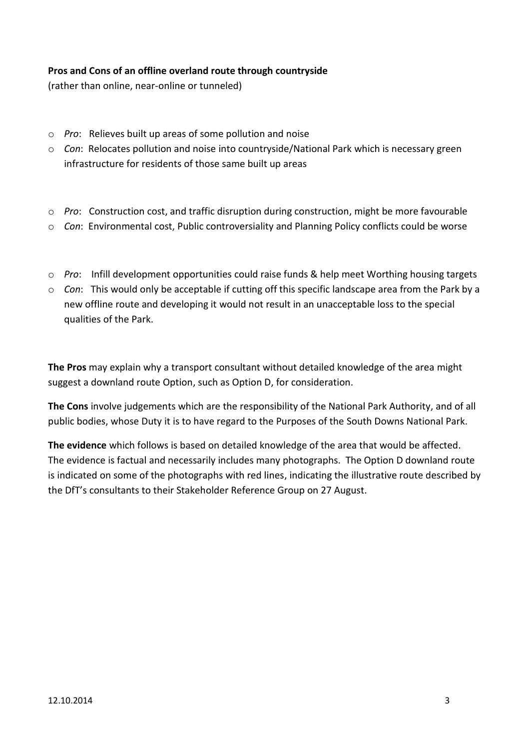**Pros and Cons of an offline overland route through countryside**

(rather than online, near-online or tunneled)

- *Pro*: Relieves built up areas of some pollution and noise
- *Con*: Relocates pollution and noise into countryside/National Park which is necessary green infrastructure for residents of those same built up areas

- *Pro*: Construction cost, and traffic disruption during construction, might be more favourable
- *Con*: Environmental cost, Public controversiality and Planning Policy conflicts could be worse

- *Pro*: Infill development opportunities could raise funds & help meet Worthing housing targets
- *Con*: This would only be acceptable if cutting off this specific landscape area from the Park by a new offline route and developing it would not result in an unacceptable loss to the special qualities of the Park.

**The Pros** may explain why a transport consultant without detailed knowledge of the area might suggest a downland route Option, such as Option D, for consideration.

**The Cons** involve judgements which are the responsibility of the National Park Authority, and of all public bodies, whose Duty it is to have regard to the Purposes of the South Downs National Park.

**The evidence** which follows is based on detailed knowledge of the area that would be affected. The evidence is factual and necessarily includes many photographs. The Option D downland route is indicated on some of the photographs with red lines, indicating the illustrative route described by the DfT's consultants to their Stakeholder Reference Group on 27 August.

12.10.2014